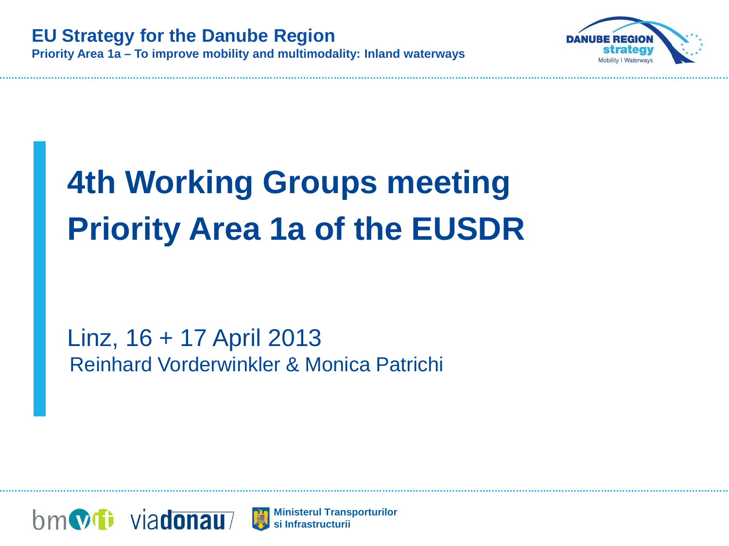EU Strategy for the Danube Region

Priority Area 1a – To improve mobility and multimodality: Inland waterways

# 4th Working Groups meeting Priority Area 1a of the EUSDR

Linz, 16 + 17 April 2013

Reinhard Vorderwinkler & Monica Patrichi

Ministerul Transporturilor si Infrastructurii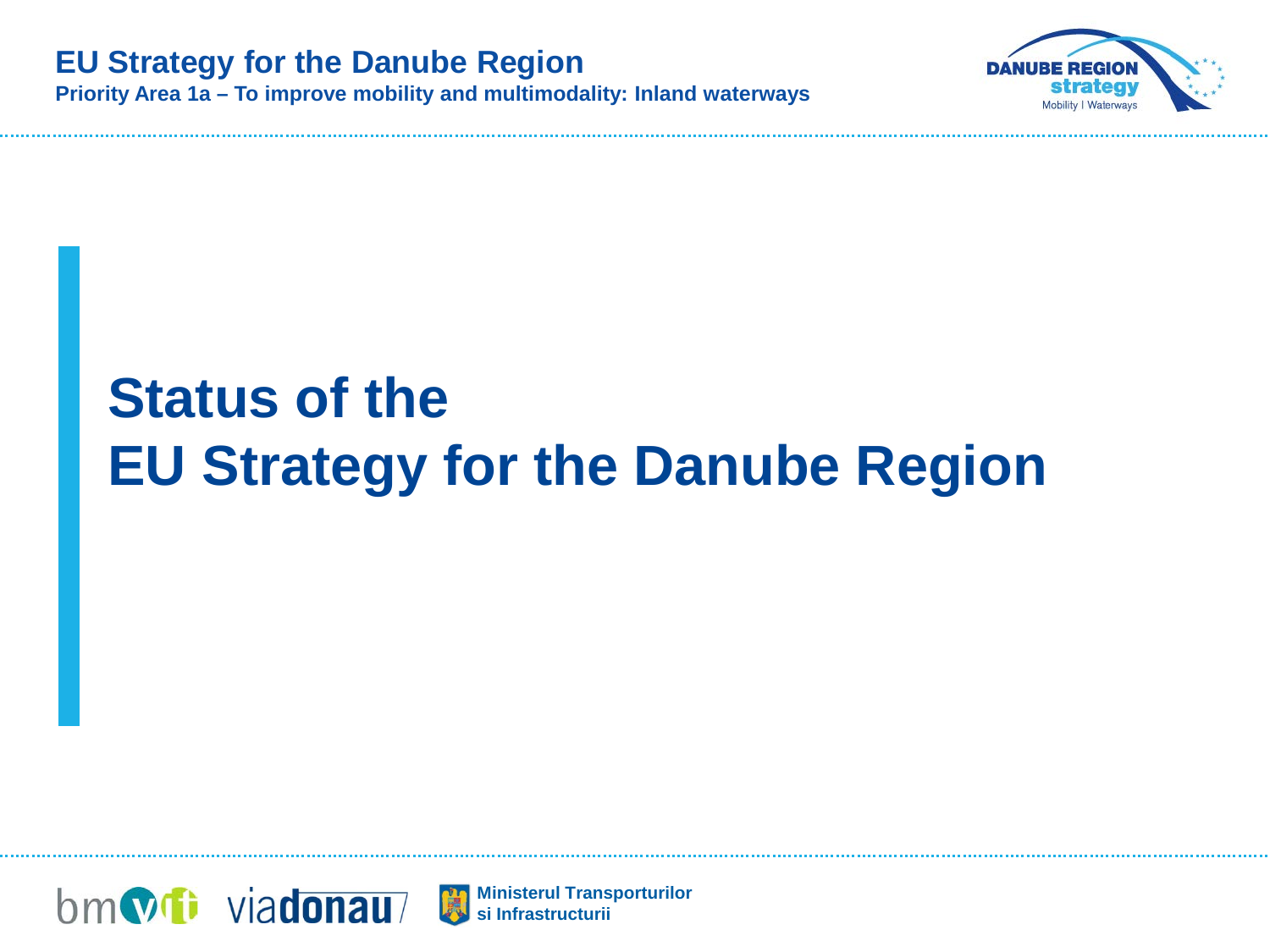# Status of the EU Strategy for the Danube Region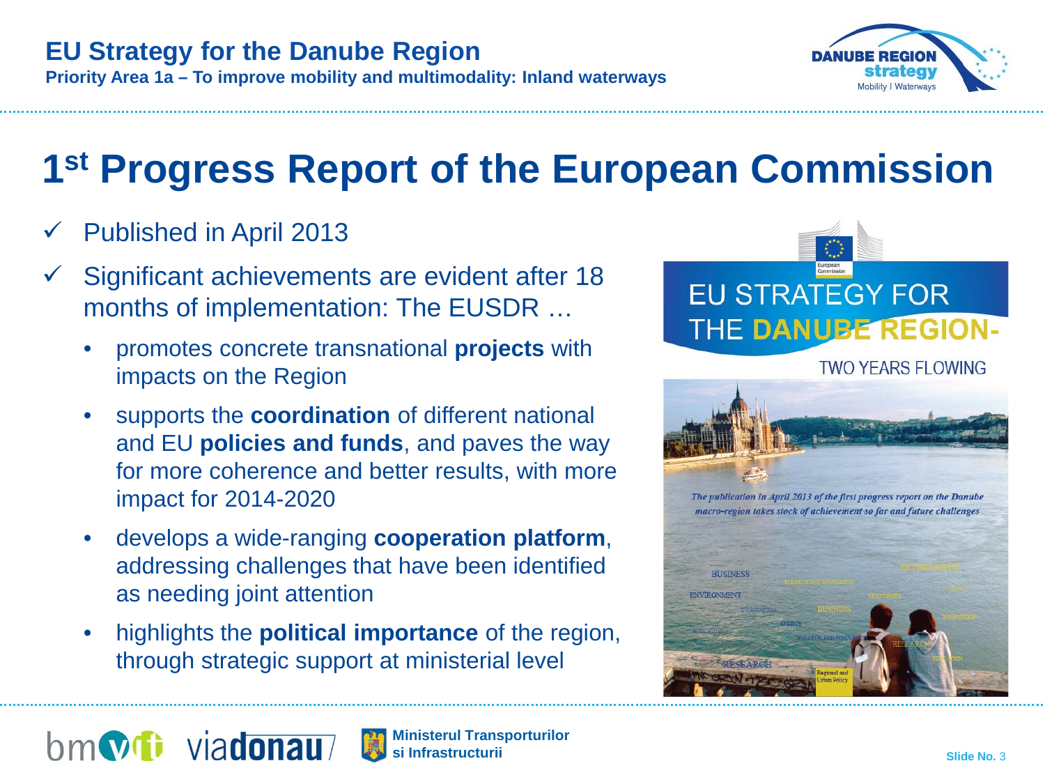# 1st Progress Report of the European Commission

- ✓ Published in April 2013
- ✓ Significant achievements are evident after 18 months of implementation: The EUSDR …
  - promotes concrete transnational **projects** with impacts on the Region
  - supports the **coordination** of different national and EU **policies and funds**, and paves the way for more coherence and better results, with more impact for 2014-2020
  - develops a wide-ranging **cooperation platform**, addressing challenges that have been identified as needing joint attention
  - highlights the **political importance** of the region, through strategic support at ministerial level

EU STRATEGY FOR THE DANUBE REGION- TWO YEARS FLOWING

*The publication in April 2013 of the first progress report on the Danube macro-region takes stock of achievement so far and future challenges*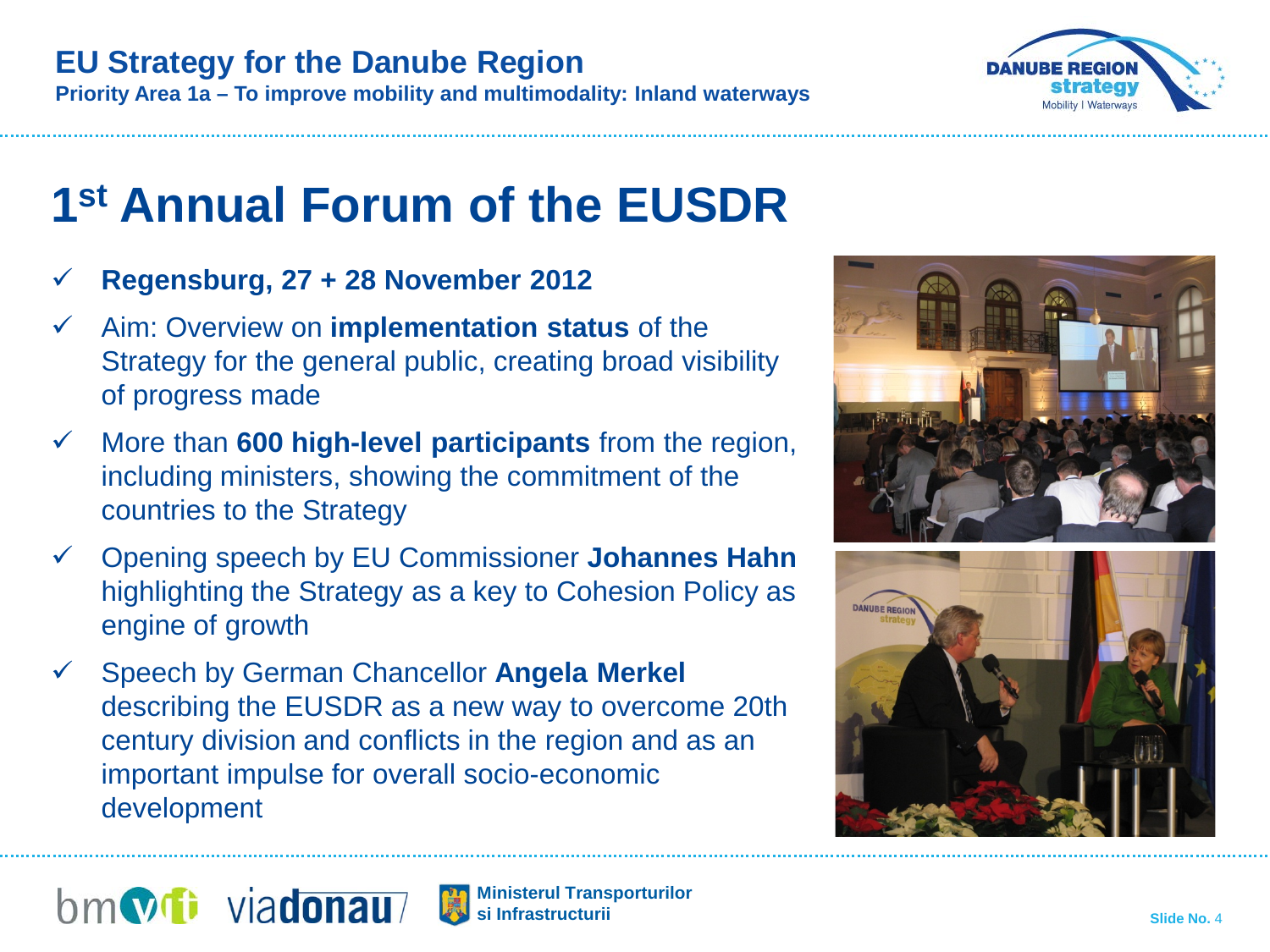# 1st Annual Forum of the EUSDR

- **Regensburg, 27 + 28 November 2012**
- Aim: Overview on **implementation status** of the Strategy for the general public, creating broad visibility of progress made
- More than **600 high-level participants** from the region, including ministers, showing the commitment of the countries to the Strategy
- Opening speech by EU Commissioner **Johannes Hahn** highlighting the Strategy as a key to Cohesion Policy as engine of growth
- Speech by German Chancellor **Angela Merkel** describing the EUSDR as a new way to overcome 20th century division and conflicts in the region and as an important impulse for overall socio-economic development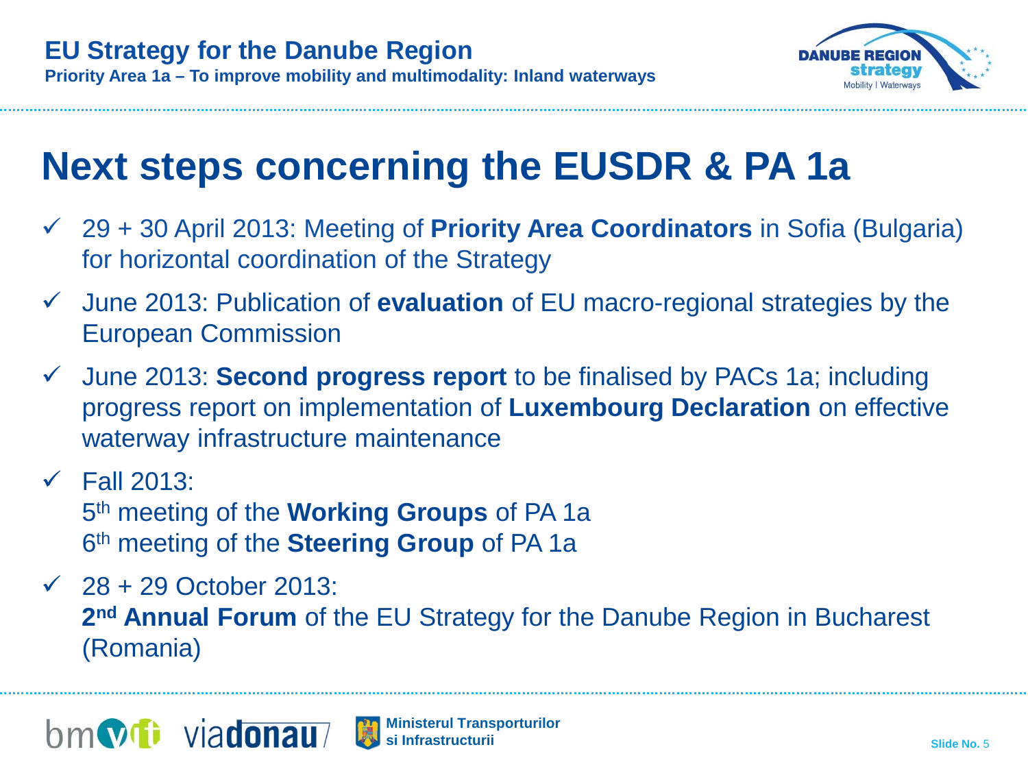# Next steps concerning the EUSDR & PA 1a

- ✓ 29 + 30 April 2013: Meeting of **Priority Area Coordinators** in Sofia (Bulgaria) for horizontal coordination of the Strategy
- ✓ June 2013: Publication of **evaluation** of EU macro-regional strategies by the European Commission
- ✓ June 2013: **Second progress report** to be finalised by PACs 1a; including progress report on implementation of **Luxembourg Declaration** on effective waterway infrastructure maintenance
- ✓ Fall 2013:
  5th meeting of the **Working Groups** of PA 1a
  6th meeting of the **Steering Group** of PA 1a
- ✓ 28 + 29 October 2013:
  **2nd Annual Forum** of the EU Strategy for the Danube Region in Bucharest (Romania)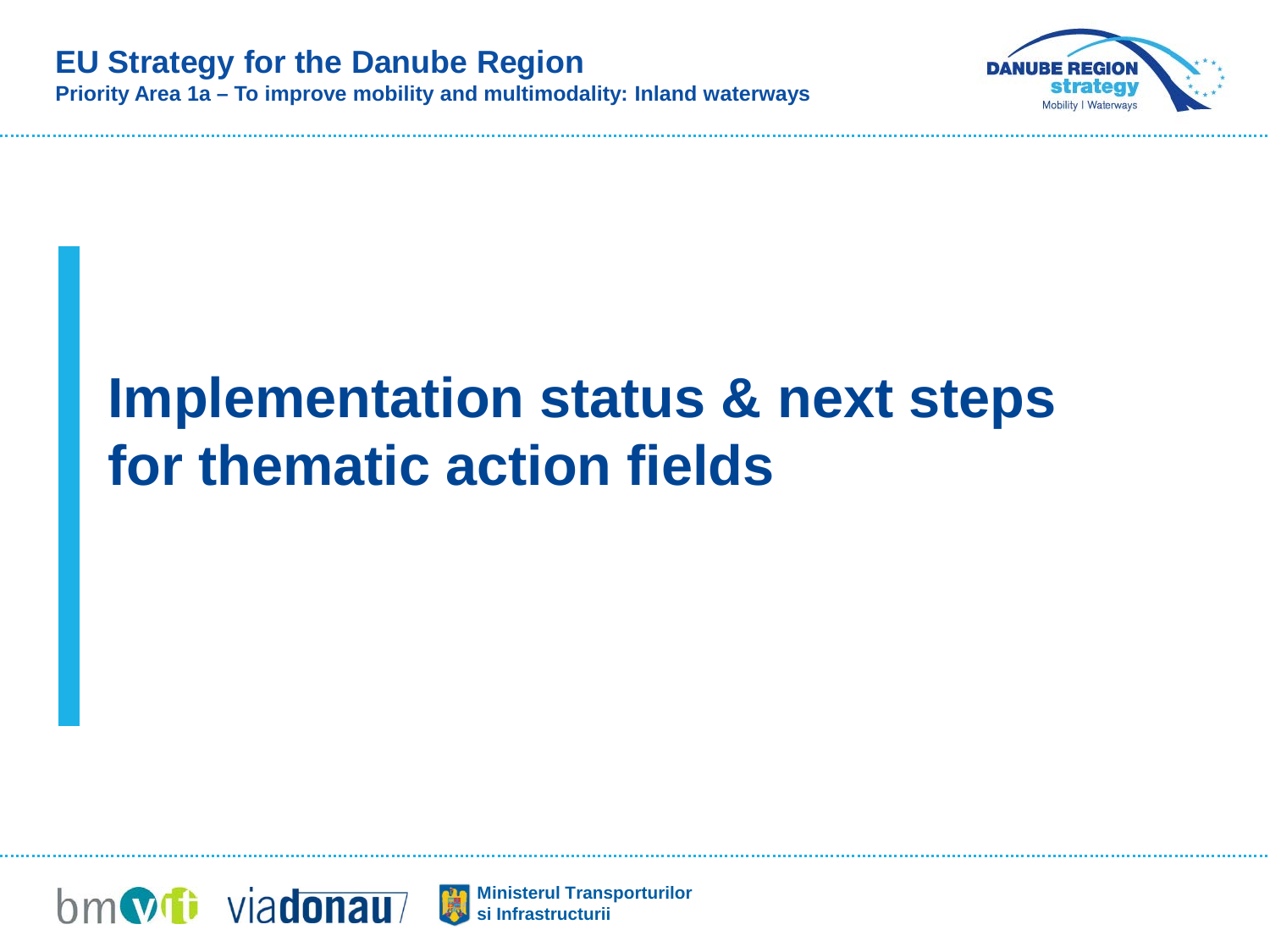# Implementation status & next steps for thematic action fields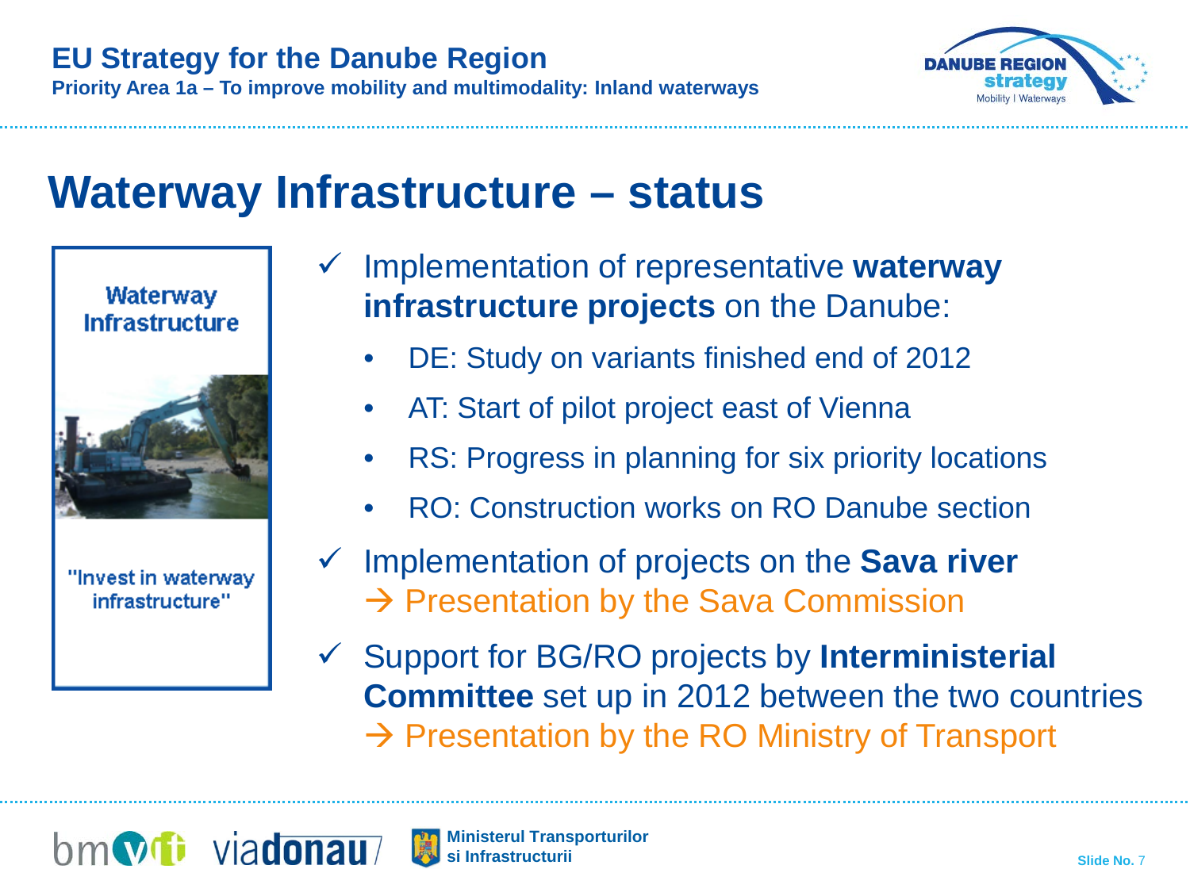# Waterway Infrastructure – status

Waterway Infrastructure

"Invest in waterway infrastructure"

- ✓ Implementation of representative **waterway infrastructure projects** on the Danube:
  - DE: Study on variants finished end of 2012
  - AT: Start of pilot project east of Vienna
  - RS: Progress in planning for six priority locations
  - RO: Construction works on RO Danube section
- ✓ Implementation of projects on the **Sava river**
  → Presentation by the Sava Commission
- ✓ Support for BG/RO projects by **Interministerial Committee** set up in 2012 between the two countries
  → Presentation by the RO Ministry of Transport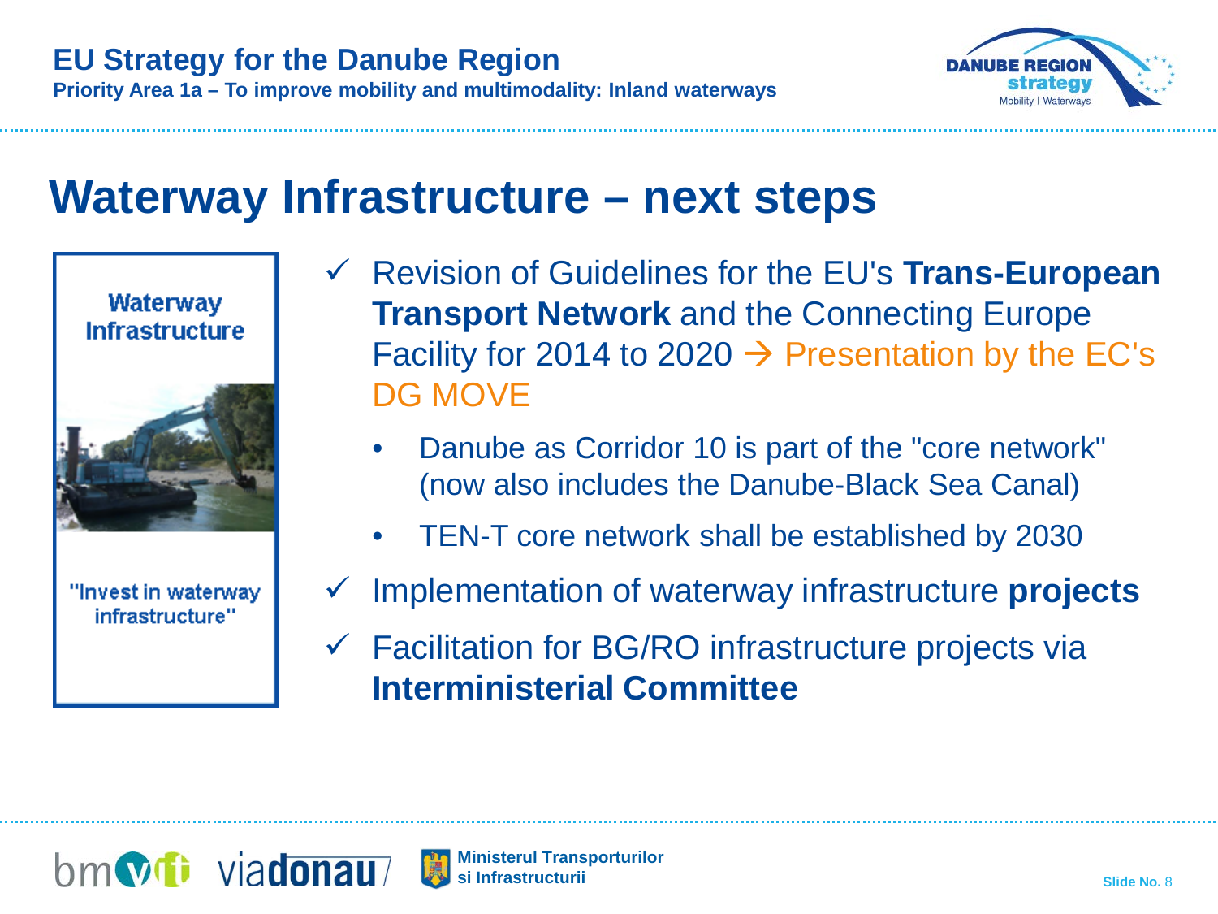# Waterway Infrastructure – next steps

Waterway Infrastructure

"Invest in waterway infrastructure"

- ✓ Revision of Guidelines for the EU's **Trans-European Transport Network** and the Connecting Europe Facility for 2014 to 2020 → Presentation by the EC's DG MOVE
  - Danube as Corridor 10 is part of the "core network" (now also includes the Danube-Black Sea Canal)
  - TEN-T core network shall be established by 2030
- ✓ Implementation of waterway infrastructure **projects**
- ✓ Facilitation for BG/RO infrastructure projects via **Interministerial Committee**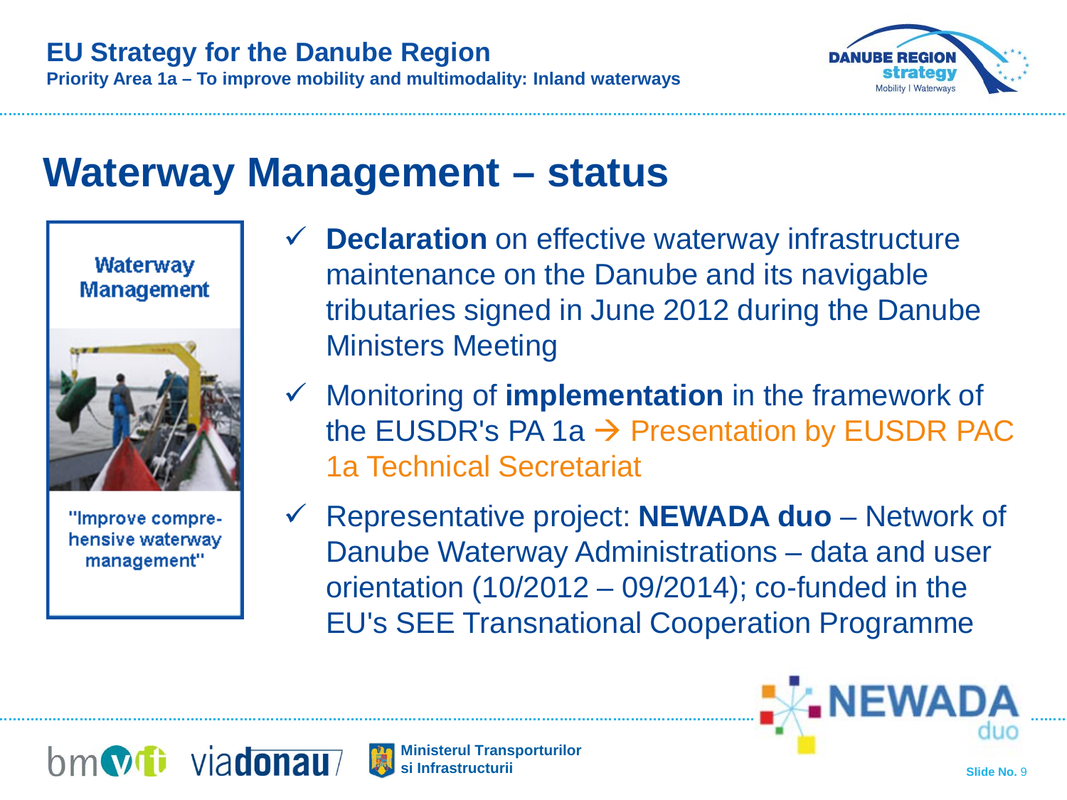# Waterway Management – status

Waterway Management

"Improve comprehensive waterway management"

- ✓ **Declaration** on effective waterway infrastructure maintenance on the Danube and its navigable tributaries signed in June 2012 during the Danube Ministers Meeting
- ✓ Monitoring of **implementation** in the framework of the EUSDR's PA 1a → Presentation by EUSDR PAC 1a Technical Secretariat
- ✓ Representative project: **NEWADA duo** – Network of Danube Waterway Administrations – data and user orientation (10/2012 – 09/2014); co-funded in the EU's SEE Transnational Cooperation Programme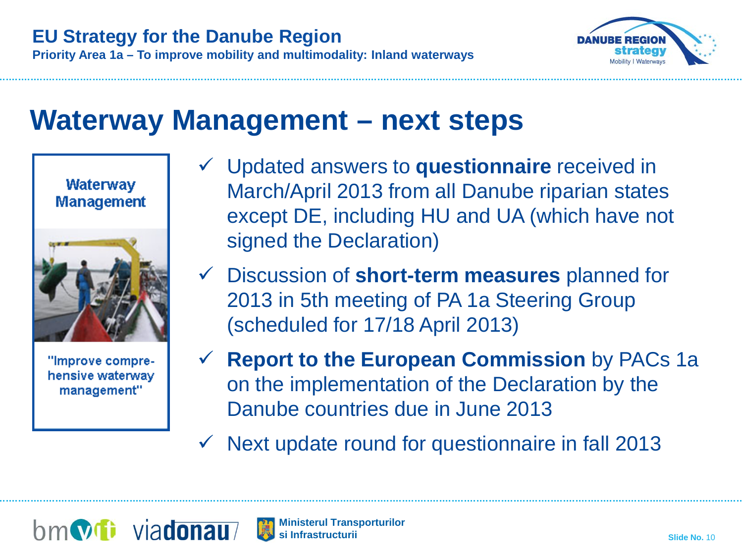# Waterway Management – next steps

**Waterway Management**

"Improve comprehensive waterway management"

- ✓ Updated answers to **questionnaire** received in March/April 2013 from all Danube riparian states except DE, including HU and UA (which have not signed the Declaration)
- ✓ Discussion of **short-term measures** planned for 2013 in 5th meeting of PA 1a Steering Group (scheduled for 17/18 April 2013)
- ✓ **Report to the European Commission** by PACs 1a on the implementation of the Declaration by the Danube countries due in June 2013
- ✓ Next update round for questionnaire in fall 2013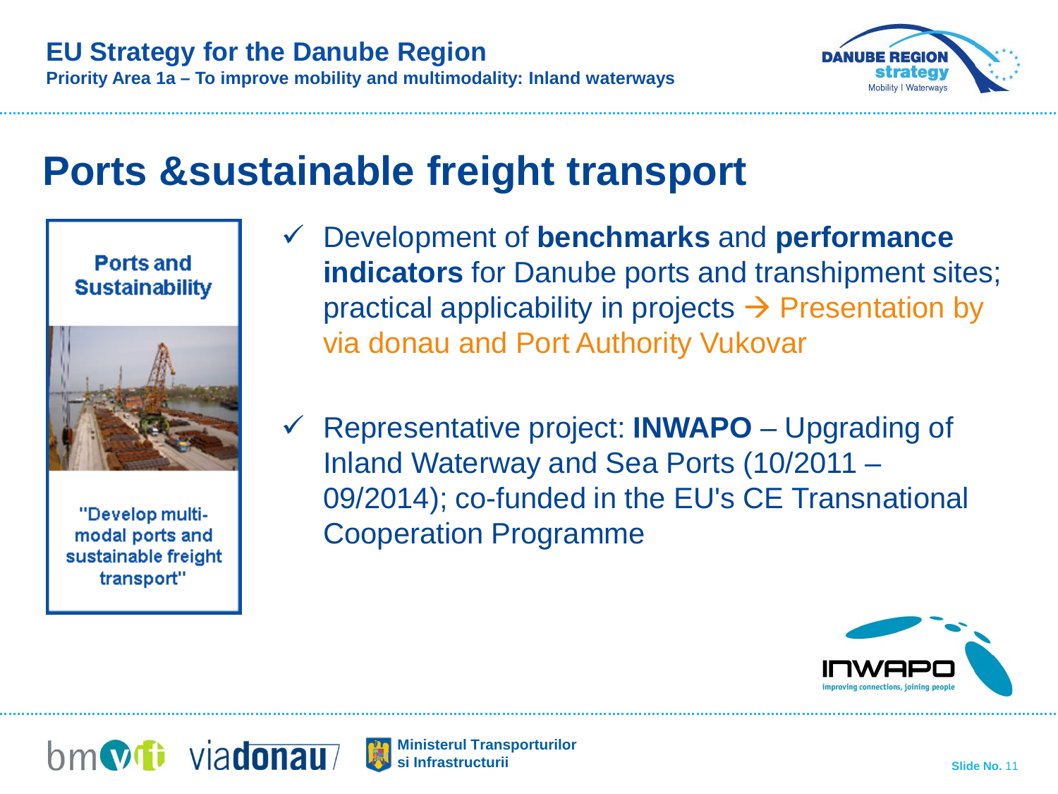# Ports &sustainable freight transport

**Ports and Sustainability**

"Develop multi-modal ports and sustainable freight transport"

- ✓ Development of **benchmarks** and **performance indicators** for Danube ports and transhipment sites; practical applicability in projects → Presentation by via donau and Port Authority Vukovar

- ✓ Representative project: **INWAPO** – Upgrading of Inland Waterway and Sea Ports (10/2011 – 09/2014); co-funded in the EU's CE Transnational Cooperation Programme

INWAPO improving connections, joining people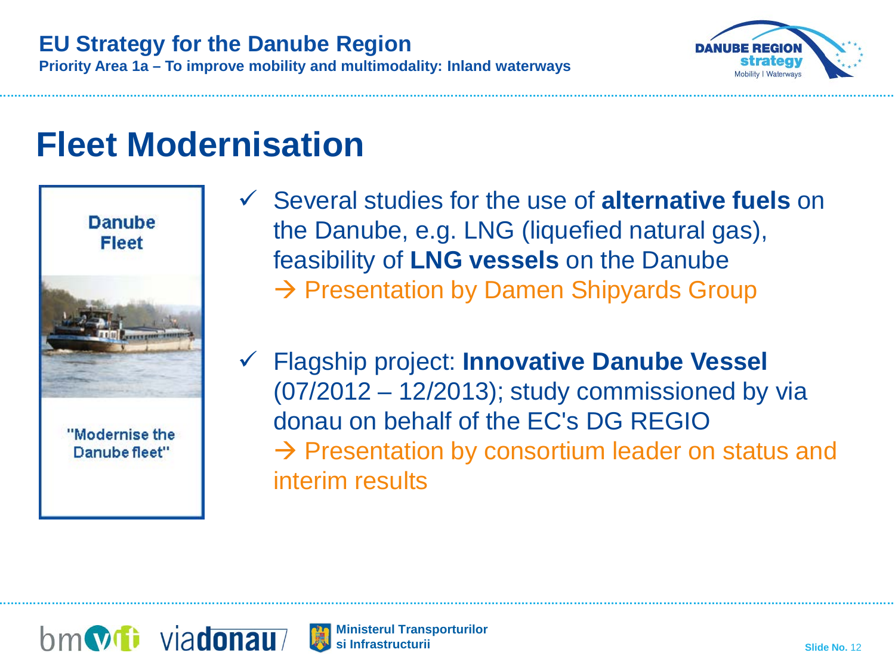# Fleet Modernisation

Danube Fleet

"Modernise the Danube fleet"

- ✓ Several studies for the use of **alternative fuels** on the Danube, e.g. LNG (liquefied natural gas), feasibility of **LNG vessels** on the Danube
  → Presentation by Damen Shipyards Group
- ✓ Flagship project: **Innovative Danube Vessel** (07/2012 – 12/2013); study commissioned by via donau on behalf of the EC's DG REGIO
  → Presentation by consortium leader on status and interim results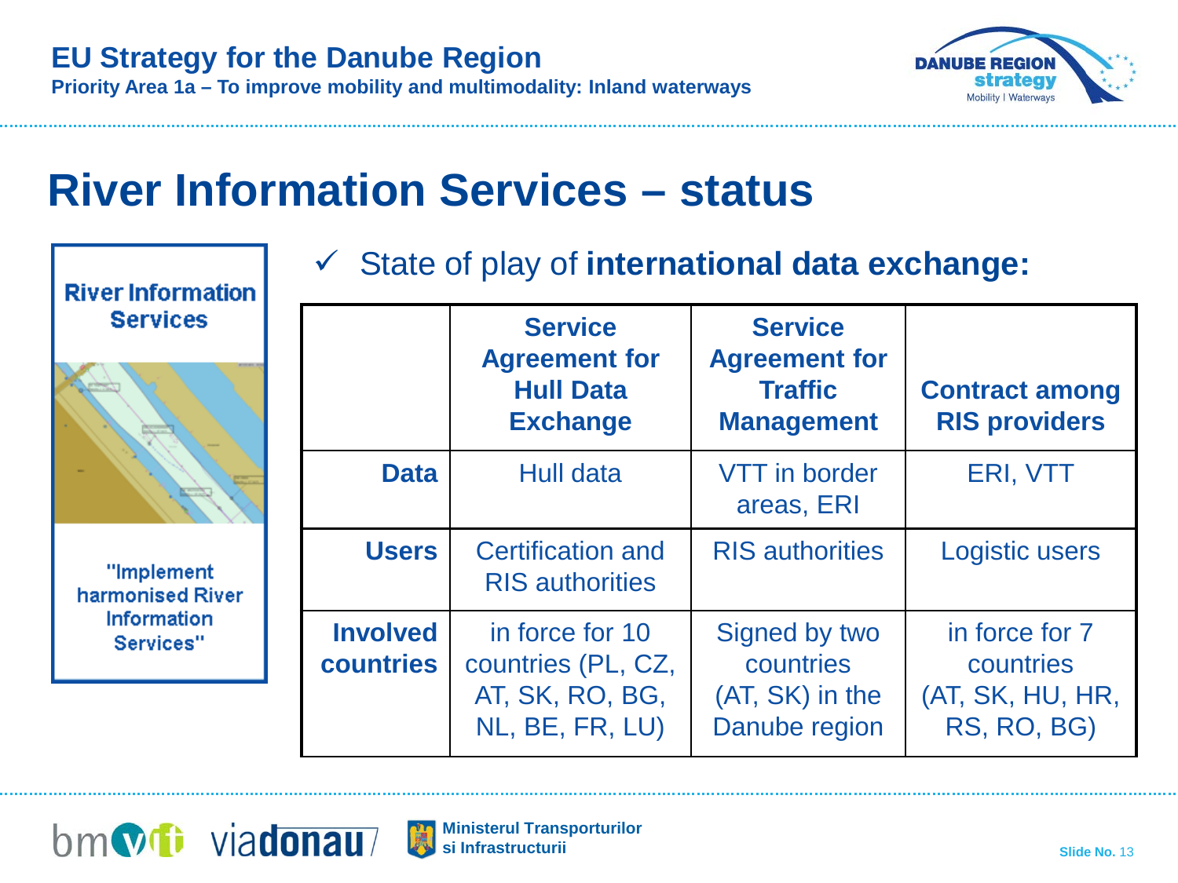# River Information Services – status

**River Information Services**

"Implement harmonised River Information Services"

✓ State of play of **international data exchange:**

| | **Service Agreement for Hull Data Exchange** | **Service Agreement for Traffic Management** | **Contract among RIS providers** |
|---|---|---|---|
| **Data** | Hull data | VTT in border areas, ERI | ERI, VTT |
| **Users** | Certification and RIS authorities | RIS authorities | Logistic users |
| **Involved countries** | in force for 10 countries (PL, CZ, AT, SK, RO, BG, NL, BE, FR, LU) | Signed by two countries (AT, SK) in the Danube region | in force for 7 countries (AT, SK, HU, HR, RS, RO, BG) |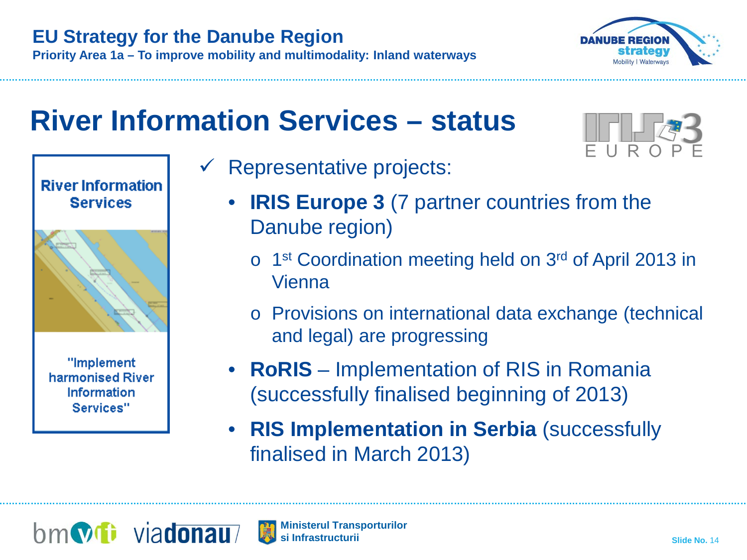# River Information Services – status

River Information Services

"Implement harmonised River Information Services"

- ✓ Representative projects:
  - **IRIS Europe 3** (7 partner countries from the Danube region)
    - 1st Coordination meeting held on 3rd of April 2013 in Vienna
    - Provisions on international data exchange (technical and legal) are progressing
  - **RoRIS** – Implementation of RIS in Romania (successfully finalised beginning of 2013)
  - **RIS Implementation in Serbia** (successfully finalised in March 2013)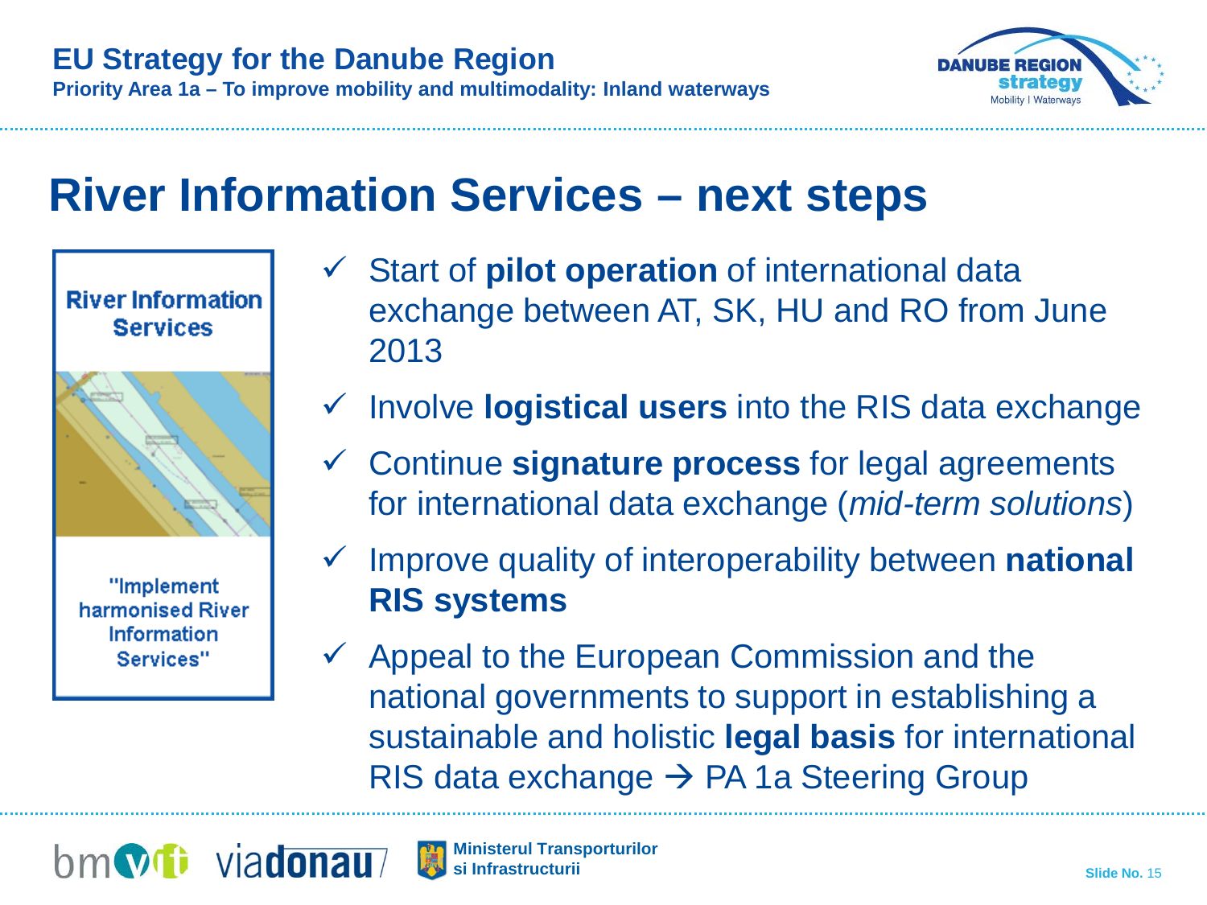# River Information Services – next steps

River Information Services

"Implement harmonised River Information Services"

- ✓ Start of **pilot operation** of international data exchange between AT, SK, HU and RO from June 2013
- ✓ Involve **logistical users** into the RIS data exchange
- ✓ Continue **signature process** for legal agreements for international data exchange (*mid-term solutions*)
- ✓ Improve quality of interoperability between **national RIS systems**
- ✓ Appeal to the European Commission and the national governments to support in establishing a sustainable and holistic **legal basis** for international RIS data exchange → PA 1a Steering Group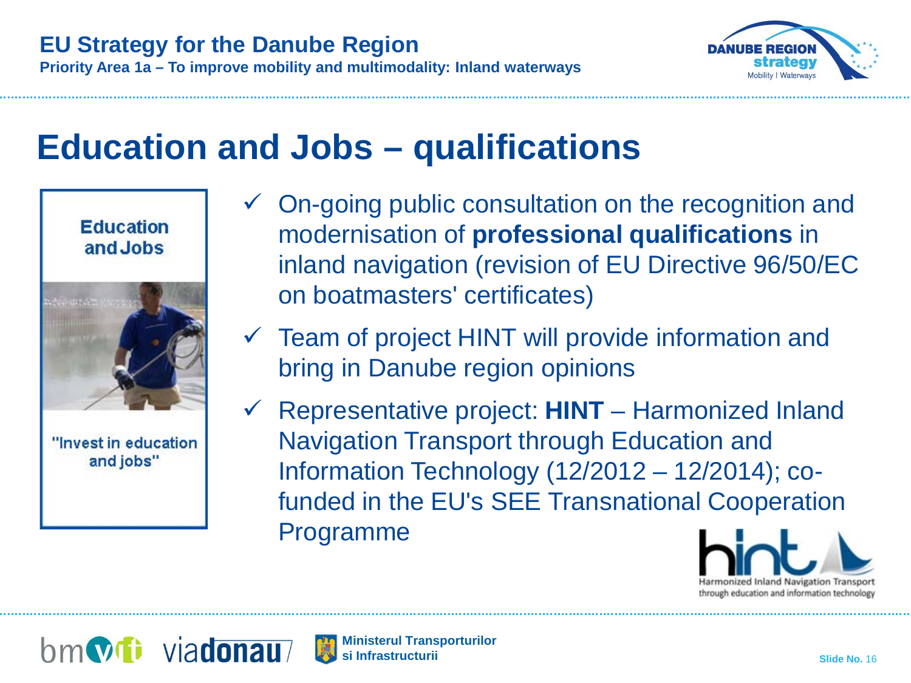# Education and Jobs – qualifications

Education and Jobs

"Invest in education and jobs"

- On-going public consultation on the recognition and modernisation of **professional qualifications** in inland navigation (revision of EU Directive 96/50/EC on boatmasters' certificates)
- Team of project HINT will provide information and bring in Danube region opinions
- Representative project: **HINT** – Harmonized Inland Navigation Transport through Education and Information Technology (12/2012 – 12/2014); co-funded in the EU's SEE Transnational Cooperation Programme

hint – Harmonized Inland Navigation Transport through education and information technology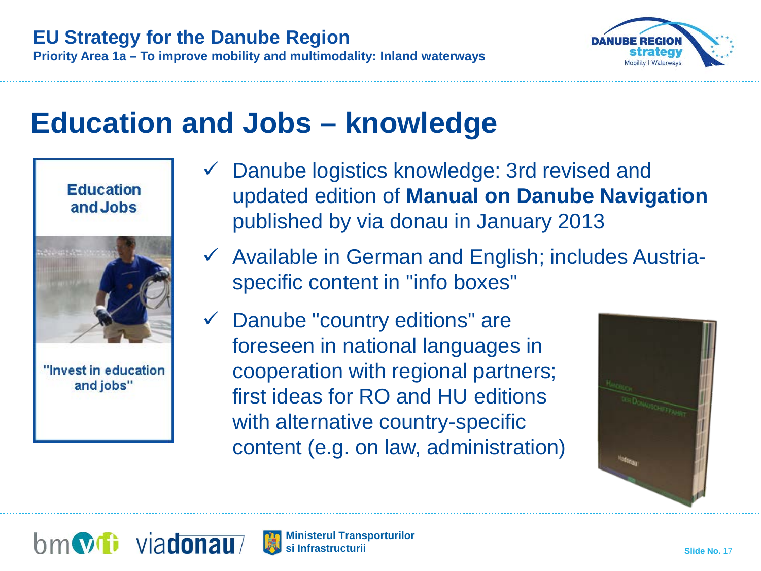# Education and Jobs – knowledge

Education and Jobs

"Invest in education and jobs"

- ✓ Danube logistics knowledge: 3rd revised and updated edition of **Manual on Danube Navigation** published by via donau in January 2013
- ✓ Available in German and English; includes Austria-specific content in "info boxes"
- ✓ Danube "country editions" are foreseen in national languages in cooperation with regional partners; first ideas for RO and HU editions with alternative country-specific content (e.g. on law, administration)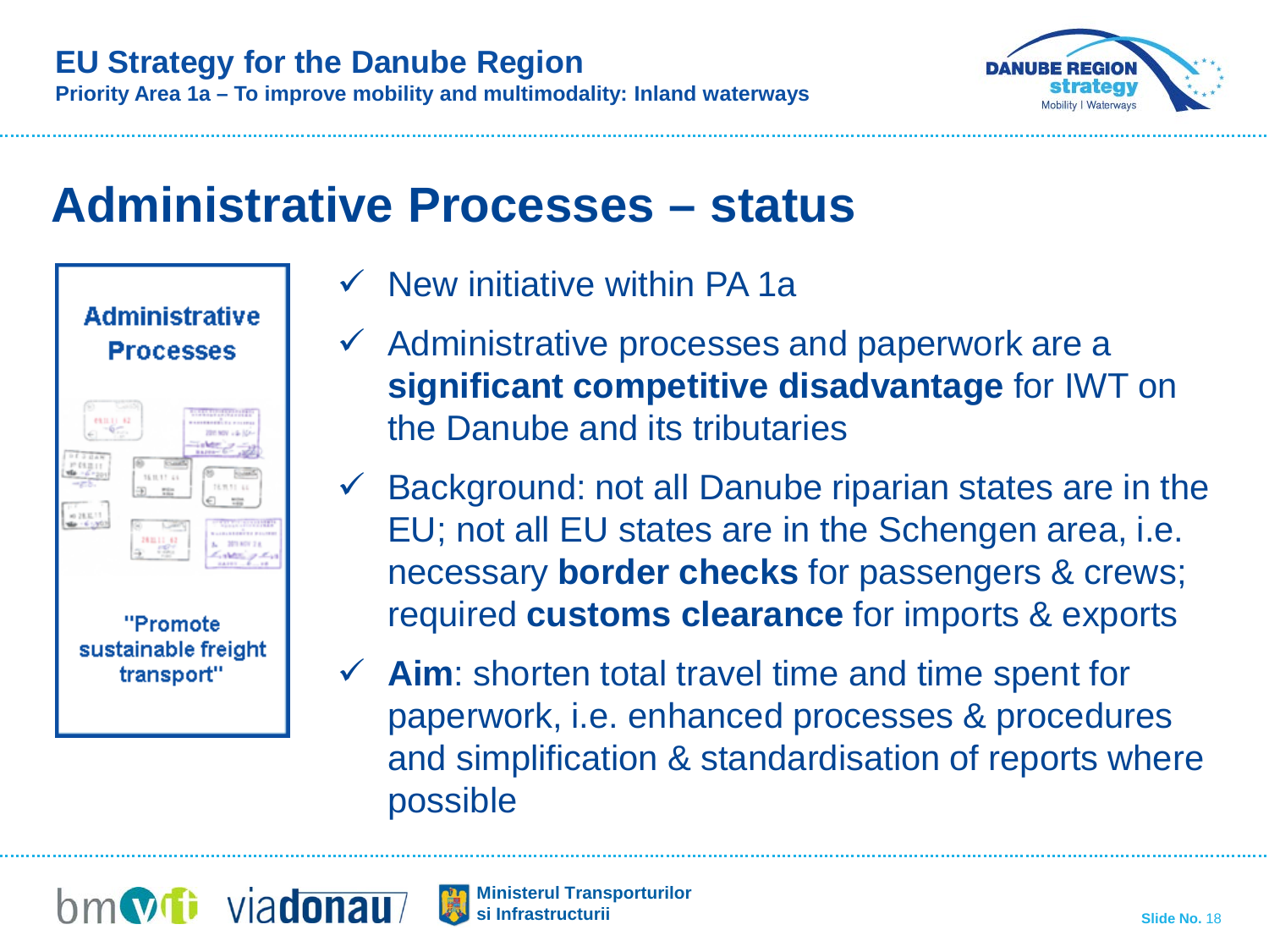# Administrative Processes – status

**Administrative Processes**

"Promote sustainable freight transport"

- ✓ New initiative within PA 1a
- ✓ Administrative processes and paperwork are a **significant competitive disadvantage** for IWT on the Danube and its tributaries
- ✓ Background: not all Danube riparian states are in the EU; not all EU states are in the Schengen area, i.e. necessary **border checks** for passengers & crews; required **customs clearance** for imports & exports
- ✓ **Aim**: shorten total travel time and time spent for paperwork, i.e. enhanced processes & procedures and simplification & standardisation of reports where possible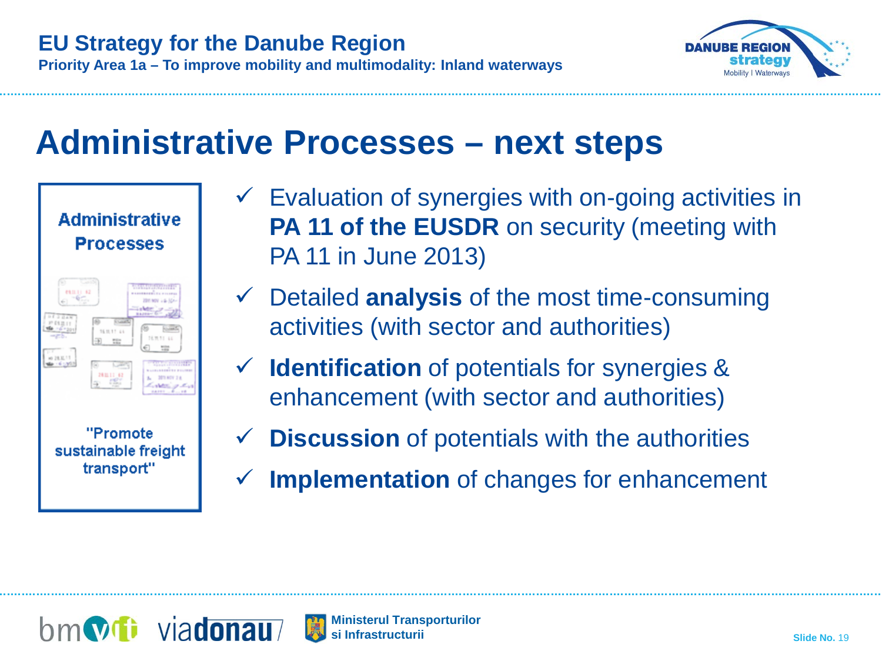# Administrative Processes – next steps

**Administrative Processes**

"Promote sustainable freight transport"

- ✓ Evaluation of synergies with on-going activities in **PA 11 of the EUSDR** on security (meeting with PA 11 in June 2013)
- ✓ Detailed **analysis** of the most time-consuming activities (with sector and authorities)
- ✓ **Identification** of potentials for synergies & enhancement (with sector and authorities)
- ✓ **Discussion** of potentials with the authorities
- ✓ **Implementation** of changes for enhancement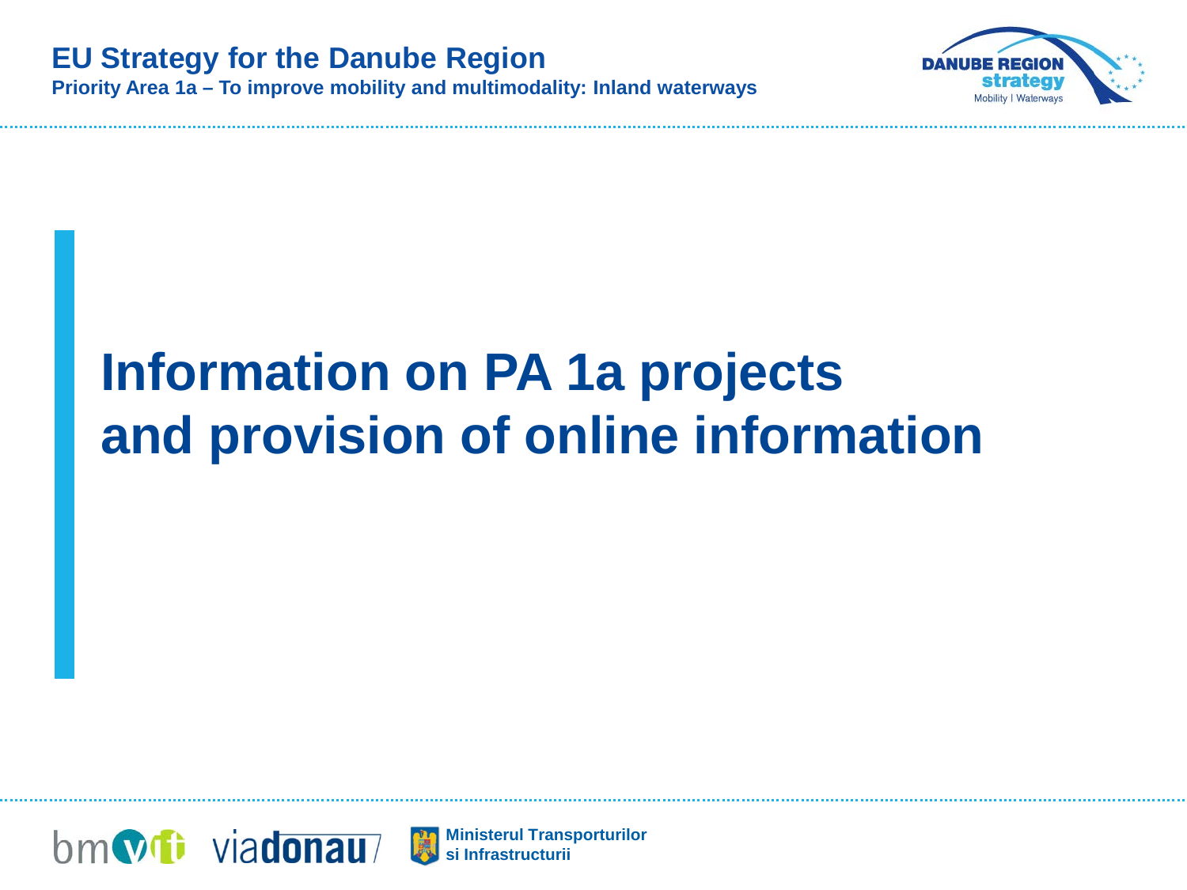# Information on PA 1a projects and provision of online information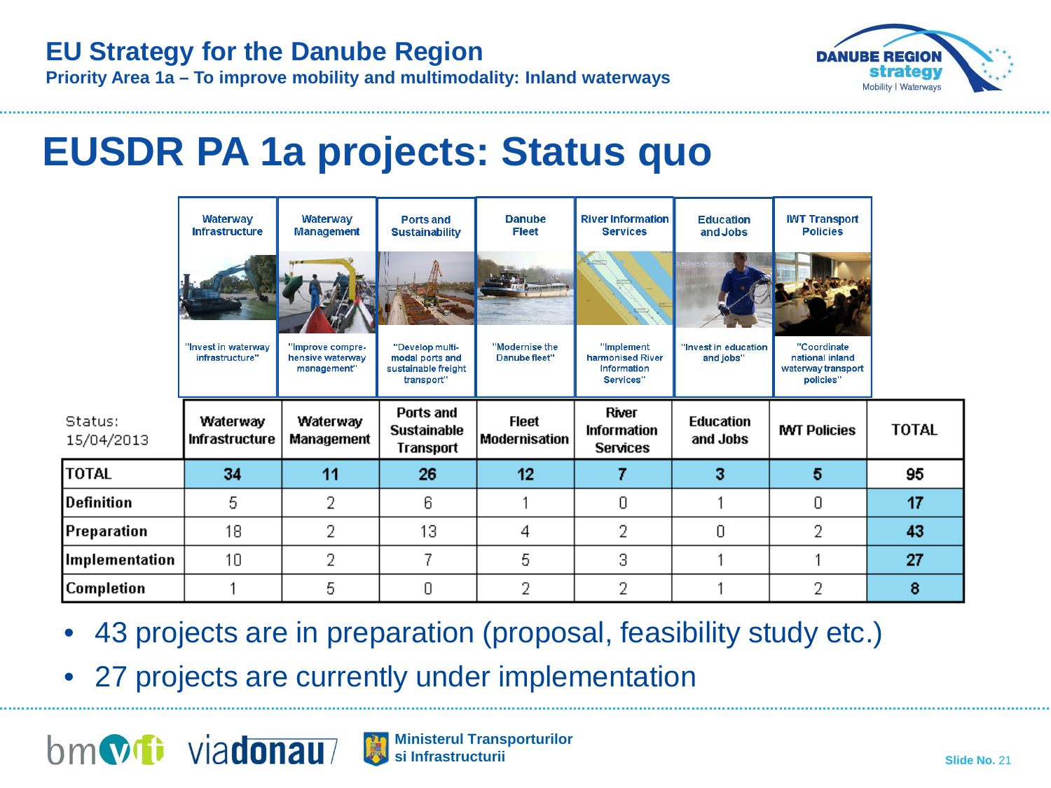# EUSDR PA 1a projects: Status quo

| Waterway Infrastructure | Waterway Management | Ports and Sustainability | Danube Fleet | River Information Services | Education and Jobs | IWT Transport Policies |
|---|---|---|---|---|---|---|
| "Invest in waterway infrastructure" | "Improve comprehensive waterway management" | "Develop multi-modal ports and sustainable freight transport" | "Modernise the Danube fleet" | "Implement harmonised River Information Services" | "Invest in education and jobs" | "Coordinate national inland waterway transport policies" |

| Status: 15/04/2013 | Waterway Infrastructure | Waterway Management | Ports and Sustainable Transport | Fleet Modernisation | River Information Services | Education and Jobs | IWT Policies | TOTAL |
|---|---|---|---|---|---|---|---|---|
| TOTAL | 34 | 11 | 26 | 12 | 7 | 3 | 5 | 95 |
| Definition | 5 | 2 | 6 | 1 | 0 | 1 | 0 | 17 |
| Preparation | 18 | 2 | 13 | 4 | 2 | 0 | 2 | 43 |
| Implementation | 10 | 2 | 7 | 5 | 3 | 1 | 1 | 27 |
| Completion | 1 | 5 | 0 | 2 | 2 | 1 | 2 | 8 |

- 43 projects are in preparation (proposal, feasibility study etc.)
- 27 projects are currently under implementation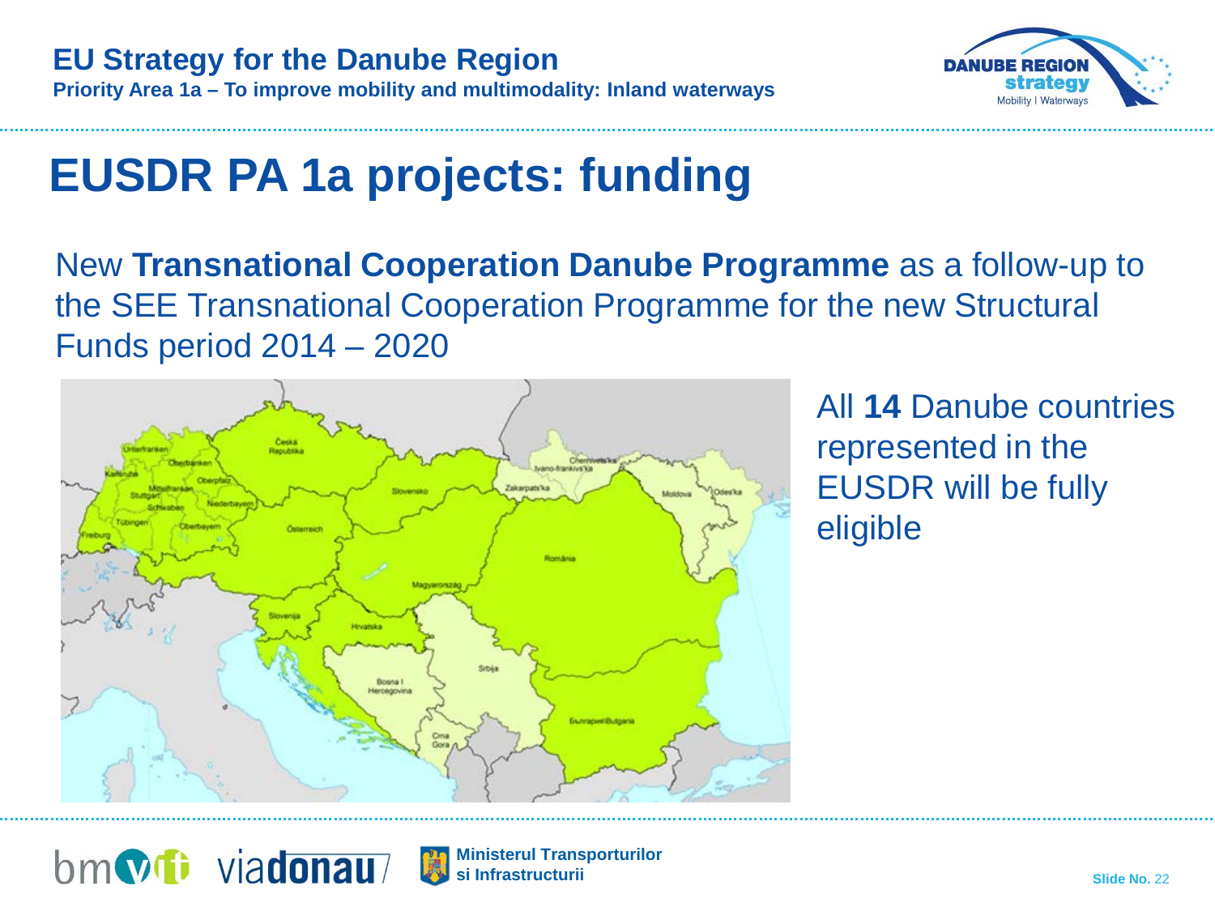# EUSDR PA 1a projects: funding

New **Transnational Cooperation Danube Programme** as a follow-up to the SEE Transnational Cooperation Programme for the new Structural Funds period 2014 – 2020

All **14** Danube countries represented in the EUSDR will be fully eligible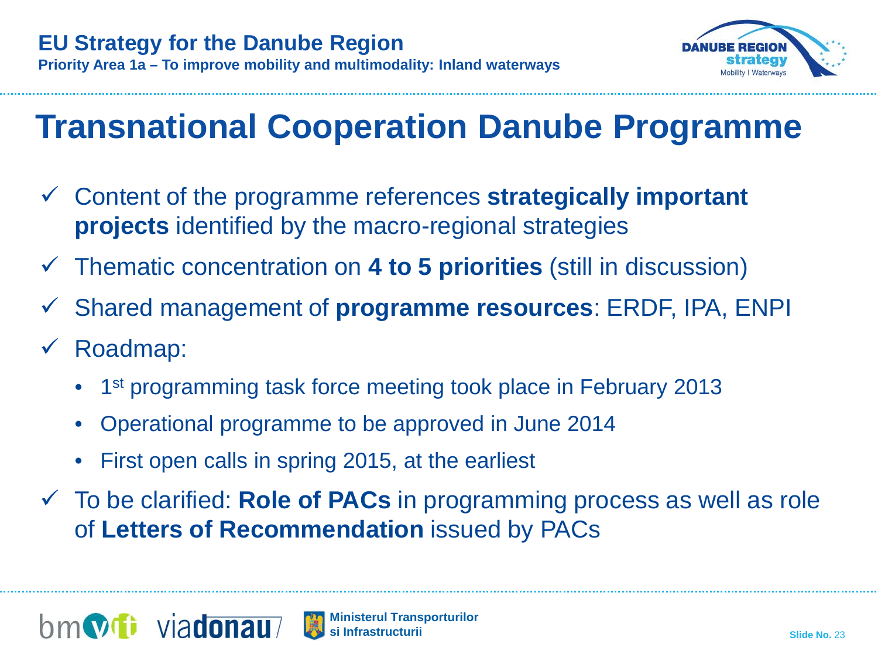# Transnational Cooperation Danube Programme

- ✓ Content of the programme references **strategically important projects** identified by the macro-regional strategies
- ✓ Thematic concentration on **4 to 5 priorities** (still in discussion)
- ✓ Shared management of **programme resources**: ERDF, IPA, ENPI
- ✓ Roadmap:
  - 1st programming task force meeting took place in February 2013
  - Operational programme to be approved in June 2014
  - First open calls in spring 2015, at the earliest
- ✓ To be clarified: **Role of PACs** in programming process as well as role of **Letters of Recommendation** issued by PACs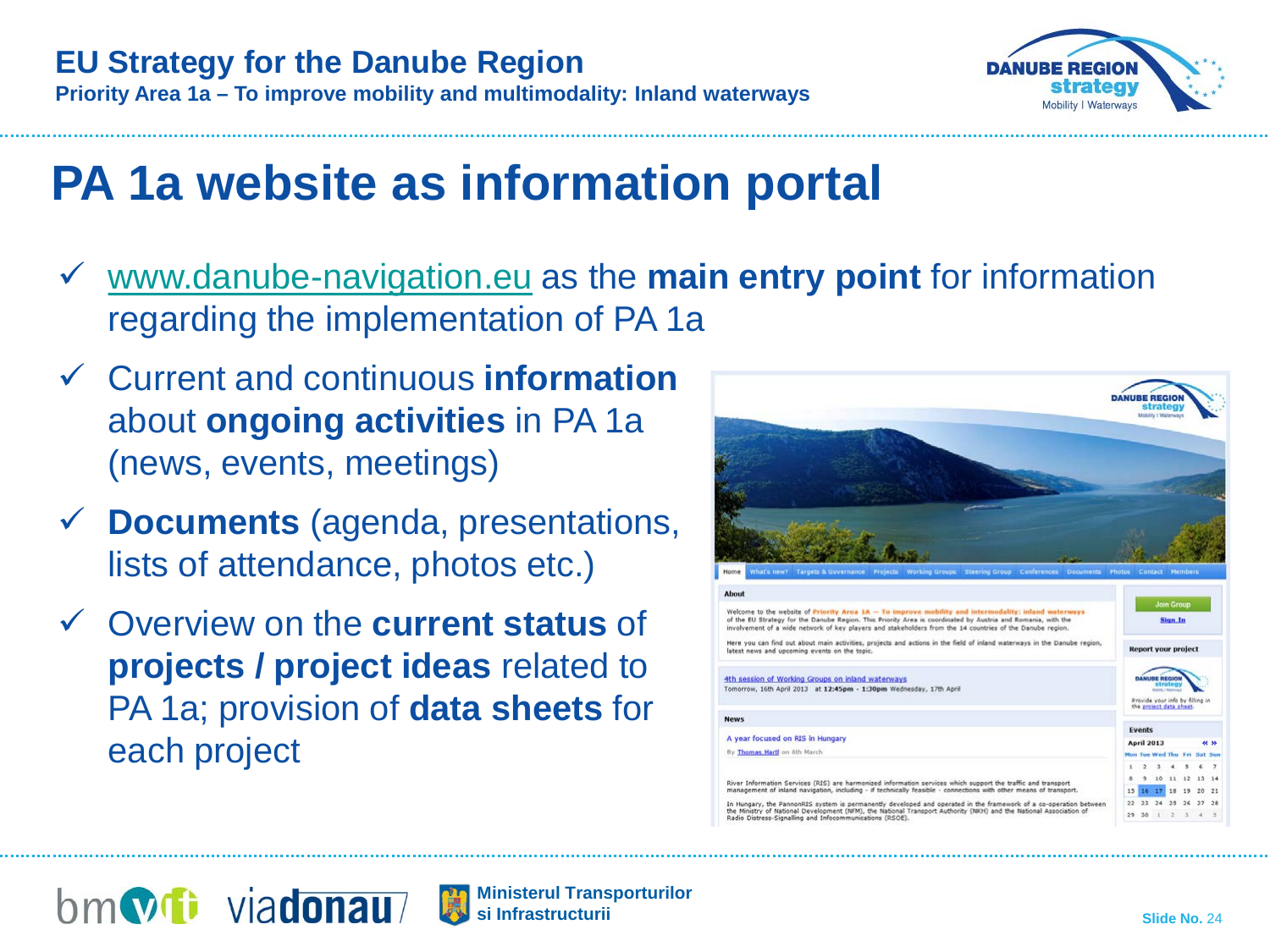# PA 1a website as information portal

- ✓ www.danube-navigation.eu as the **main entry point** for information regarding the implementation of PA 1a
- ✓ Current and continuous **information** about **ongoing activities** in PA 1a (news, events, meetings)
- ✓ **Documents** (agenda, presentations, lists of attendance, photos etc.)
- ✓ Overview on the **current status** of **projects / project ideas** related to PA 1a; provision of **data sheets** for each project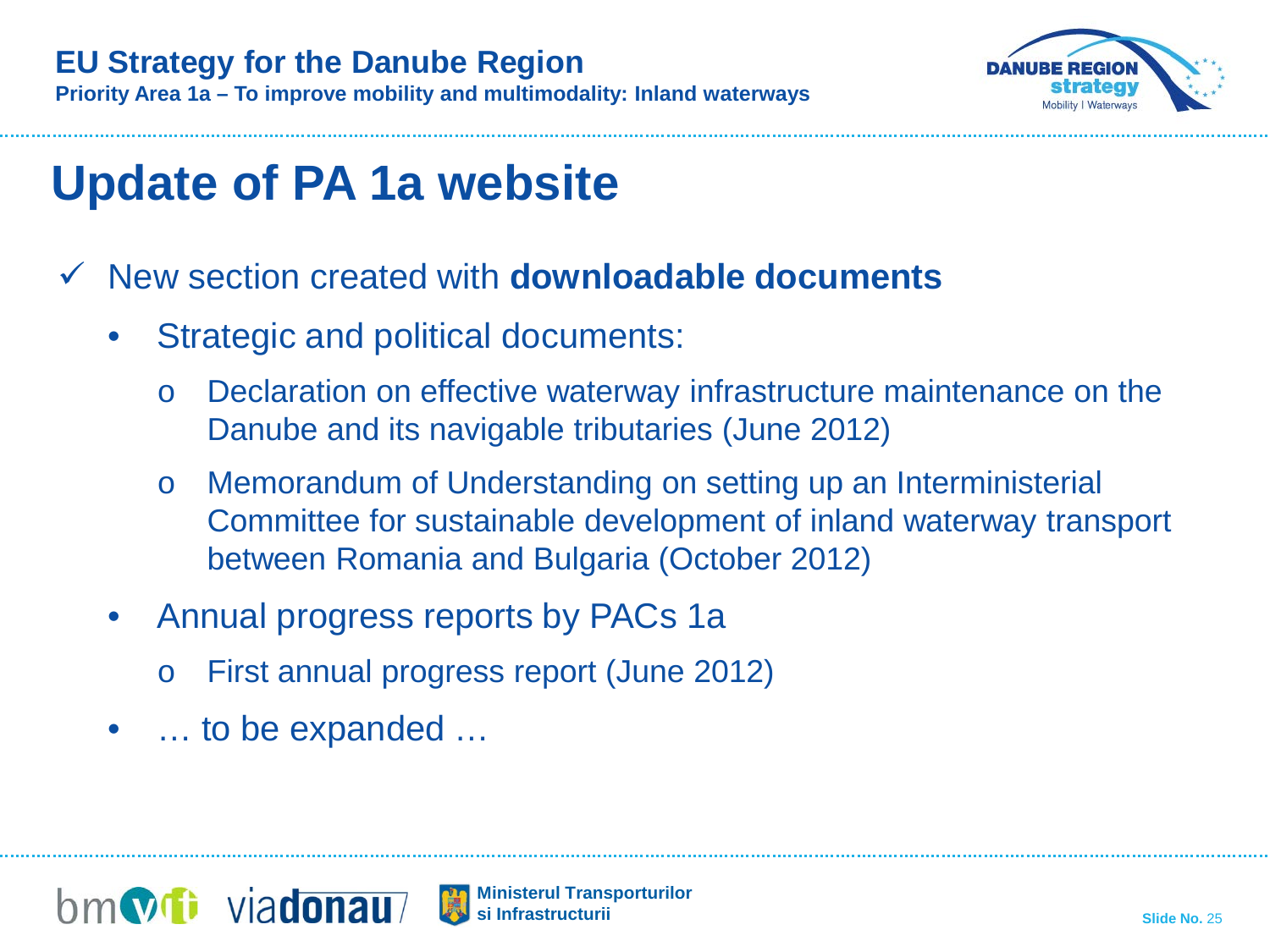# Update of PA 1a website

- ✓ New section created with **downloadable documents**
  - Strategic and political documents:
    - Declaration on effective waterway infrastructure maintenance on the Danube and its navigable tributaries (June 2012)
    - Memorandum of Understanding on setting up an Interministerial Committee for sustainable development of inland waterway transport between Romania and Bulgaria (October 2012)
  - Annual progress reports by PACs 1a
    - First annual progress report (June 2012)
  - … to be expanded …